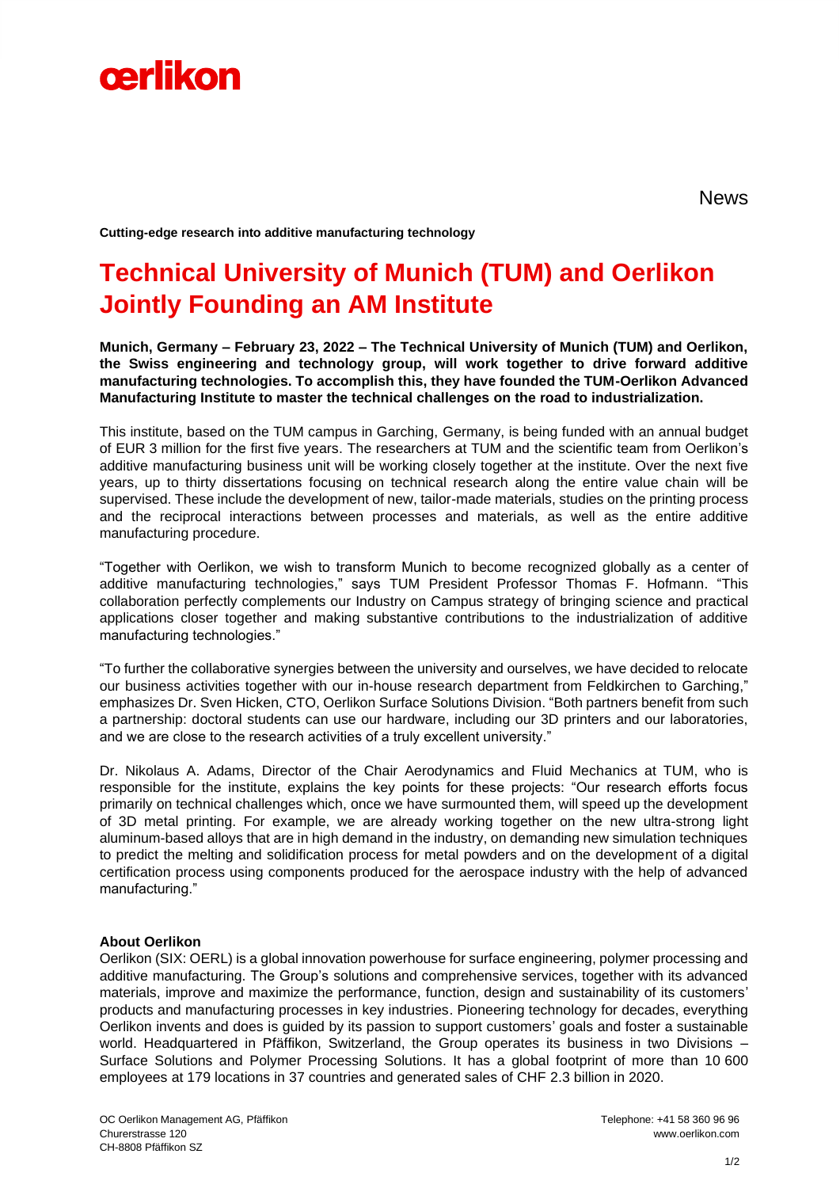News

**Cutting-edge research into additive manufacturing technology**

# Technical University of Munich (TUM) and Oerlikon Jointly Founding an AM Institute

**Munich, Germany – February 23, 2022 – The Technical University of Munich (TUM) and Oerlikon, the Swiss engineering and technology group, will work together to drive forward additive manufacturing technologies. To accomplish this, they have founded the TUM-Oerlikon Advanced Manufacturing Institute to master the technical challenges on the road to industrialization.**

This institute, based on the TUM campus in Garching, Germany, is being funded with an annual budget of EUR 3 million for the first five years. The researchers at TUM and the scientific team from Oerlikon's additive manufacturing business unit will be working closely together at the institute. Over the next five years, up to thirty dissertations focusing on technical research along the entire value chain will be supervised. These include the development of new, tailor-made materials, studies on the printing process and the reciprocal interactions between processes and materials, as well as the entire additive manufacturing procedure.

"Together with Oerlikon, we wish to transform Munich to become recognized globally as a center of additive manufacturing technologies," says TUM President Professor Thomas F. Hofmann. "This collaboration perfectly complements our Industry on Campus strategy of bringing science and practical applications closer together and making substantive contributions to the industrialization of additive manufacturing technologies."

"To further the collaborative synergies between the university and ourselves, we have decided to relocate our business activities together with our in-house research department from Feldkirchen to Garching," emphasizes Dr. Sven Hicken, CTO, Oerlikon Surface Solutions Division. "Both partners benefit from such a partnership: doctoral students can use our hardware, including our 3D printers and our laboratories, and we are close to the research activities of a truly excellent university."

Dr. Nikolaus A. Adams, Director of the Chair Aerodynamics and Fluid Mechanics at TUM, who is responsible for the institute, explains the key points for these projects: "Our research efforts focus primarily on technical challenges which, once we have surmounted them, will speed up the development of 3D metal printing. For example, we are already working together on the new ultra-strong light aluminum-based alloys that are in high demand in the industry, on demanding new simulation techniques to predict the melting and solidification process for metal powders and on the development of a digital certification process using components produced for the aerospace industry with the help of advanced manufacturing."

**About Oerlikon**

Oerlikon (SIX: OERL) is a global innovation powerhouse for surface engineering, polymer processing and additive manufacturing. The Group's solutions and comprehensive services, together with its advanced materials, improve and maximize the performance, function, design and sustainability of its customers' products and manufacturing processes in key industries. Pioneering technology for decades, everything Oerlikon invents and does is guided by its passion to support customers' goals and foster a sustainable world. Headquartered in Pfäffikon, Switzerland, the Group operates its business in two Divisions – Surface Solutions and Polymer Processing Solutions. It has a global footprint of more than 10 600 employees at 179 locations in 37 countries and generated sales of CHF 2.3 billion in 2020.

OC Oerlikon Management AG, Pfäffikon
Churerstrasse 120
CH-8808 Pfäffikon SZ

Telephone: +41 58 360 96 96
www.oerlikon.com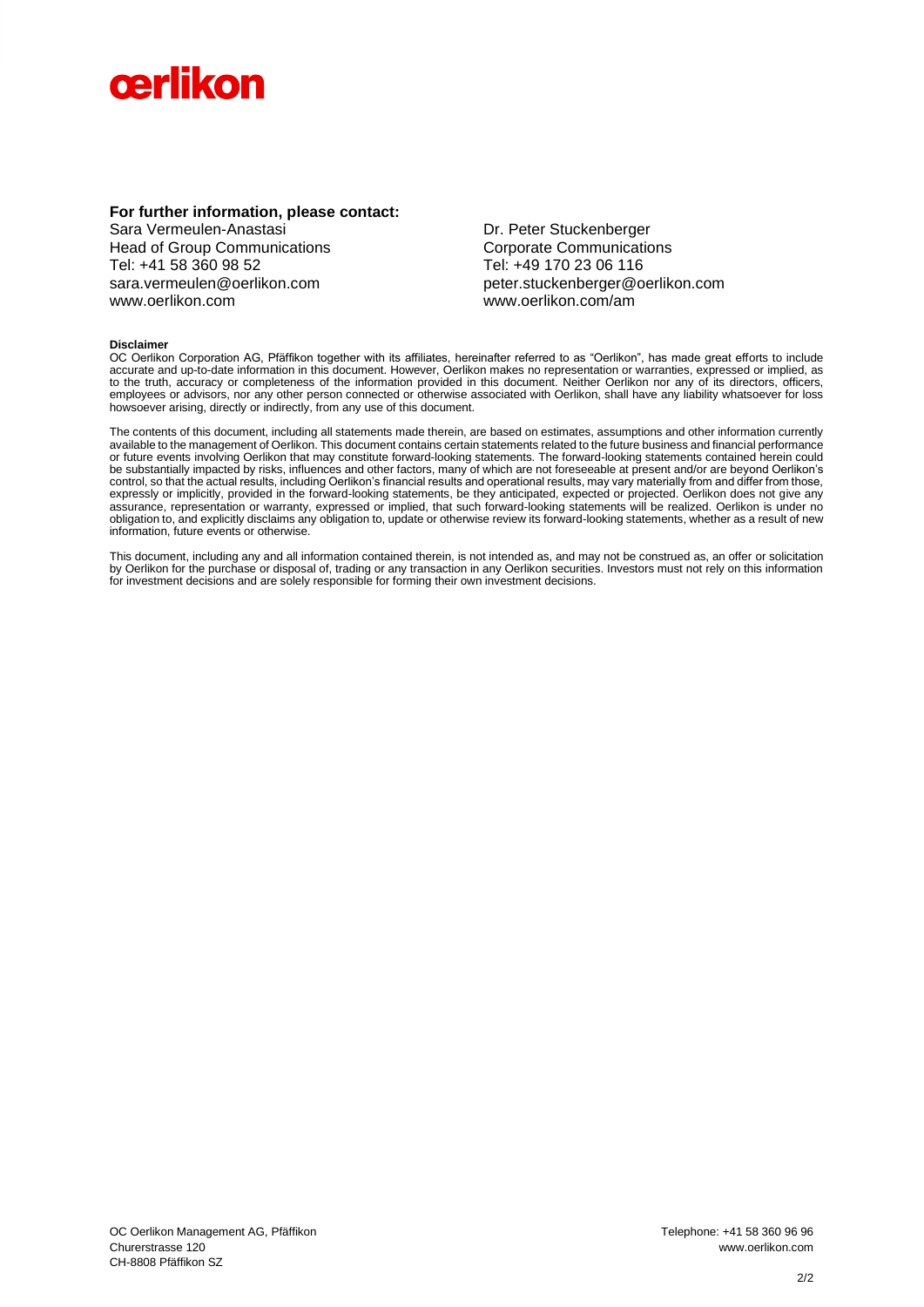**For further information, please contact:**

Sara Vermeulen-Anastasi
Head of Group Communications
Tel: +41 58 360 98 52
sara.vermeulen@oerlikon.com
www.oerlikon.com

Dr. Peter Stuckenberger
Corporate Communications
Tel: +49 170 23 06 116
peter.stuckenberger@oerlikon.com
www.oerlikon.com/am

**Disclaimer**

OC Oerlikon Corporation AG, Pfäffikon together with its affiliates, hereinafter referred to as "Oerlikon", has made great efforts to include accurate and up-to-date information in this document. However, Oerlikon makes no representation or warranties, expressed or implied, as to the truth, accuracy or completeness of the information provided in this document. Neither Oerlikon nor any of its directors, officers, employees or advisors, nor any other person connected or otherwise associated with Oerlikon, shall have any liability whatsoever for loss howsoever arising, directly or indirectly, from any use of this document.

The contents of this document, including all statements made therein, are based on estimates, assumptions and other information currently available to the management of Oerlikon. This document contains certain statements related to the future business and financial performance or future events involving Oerlikon that may constitute forward-looking statements. The forward-looking statements contained herein could be substantially impacted by risks, influences and other factors, many of which are not foreseeable at present and/or are beyond Oerlikon's control, so that the actual results, including Oerlikon's financial results and operational results, may vary materially from and differ from those, expressly or implicitly, provided in the forward-looking statements, be they anticipated, expected or projected. Oerlikon does not give any assurance, representation or warranty, expressed or implied, that such forward-looking statements will be realized. Oerlikon is under no obligation to, and explicitly disclaims any obligation to, update or otherwise review its forward-looking statements, whether as a result of new information, future events or otherwise.

This document, including any and all information contained therein, is not intended as, and may not be construed as, an offer or solicitation by Oerlikon for the purchase or disposal of, trading or any transaction in any Oerlikon securities. Investors must not rely on this information for investment decisions and are solely responsible for forming their own investment decisions.